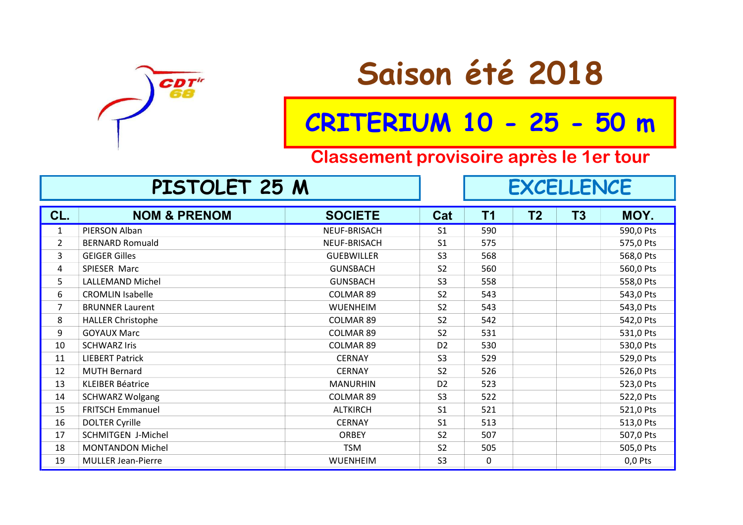CDT[ir] 68

# Saison été 2018

## CRITERIUM 10 - 25 - 50 m

### Classement provisoire après le 1er tour

**PISTOLET 25 M** | **EXCELLENCE**

| CL. | NOM & PRENOM | SOCIETE | Cat | T1 | T2 | T3 | MOY. |
|---|---|---|---|---|---|---|---|
| 1 | PIERSON Alban | NEUF-BRISACH | S1 | 590 | | | 590,0 Pts |
| 2 | BERNARD Romuald | NEUF-BRISACH | S1 | 575 | | | 575,0 Pts |
| 3 | GEIGER Gilles | GUEBWILLER | S3 | 568 | | | 568,0 Pts |
| 4 | SPIESER Marc | GUNSBACH | S2 | 560 | | | 560,0 Pts |
| 5 | LALLEMAND Michel | GUNSBACH | S3 | 558 | | | 558,0 Pts |
| 6 | CROMLIN Isabelle | COLMAR 89 | S2 | 543 | | | 543,0 Pts |
| 7 | BRUNNER Laurent | WUENHEIM | S2 | 543 | | | 543,0 Pts |
| 8 | HALLER Christophe | COLMAR 89 | S2 | 542 | | | 542,0 Pts |
| 9 | GOYAUX Marc | COLMAR 89 | S2 | 531 | | | 531,0 Pts |
| 10 | SCHWARZ Iris | COLMAR 89 | D2 | 530 | | | 530,0 Pts |
| 11 | LIEBERT Patrick | CERNAY | S3 | 529 | | | 529,0 Pts |
| 12 | MUTH Bernard | CERNAY | S2 | 526 | | | 526,0 Pts |
| 13 | KLEIBER Béatrice | MANURHIN | D2 | 523 | | | 523,0 Pts |
| 14 | SCHWARZ Wolgang | COLMAR 89 | S3 | 522 | | | 522,0 Pts |
| 15 | FRITSCH Emmanuel | ALTKIRCH | S1 | 521 | | | 521,0 Pts |
| 16 | DOLTER Cyrille | CERNAY | S1 | 513 | | | 513,0 Pts |
| 17 | SCHMITGEN J-Michel | ORBEY | S2 | 507 | | | 507,0 Pts |
| 18 | MONTANDON Michel | TSM | S2 | 505 | | | 505,0 Pts |
| 19 | MULLER Jean-Pierre | WUENHEIM | S3 | 0 | | | 0,0 Pts |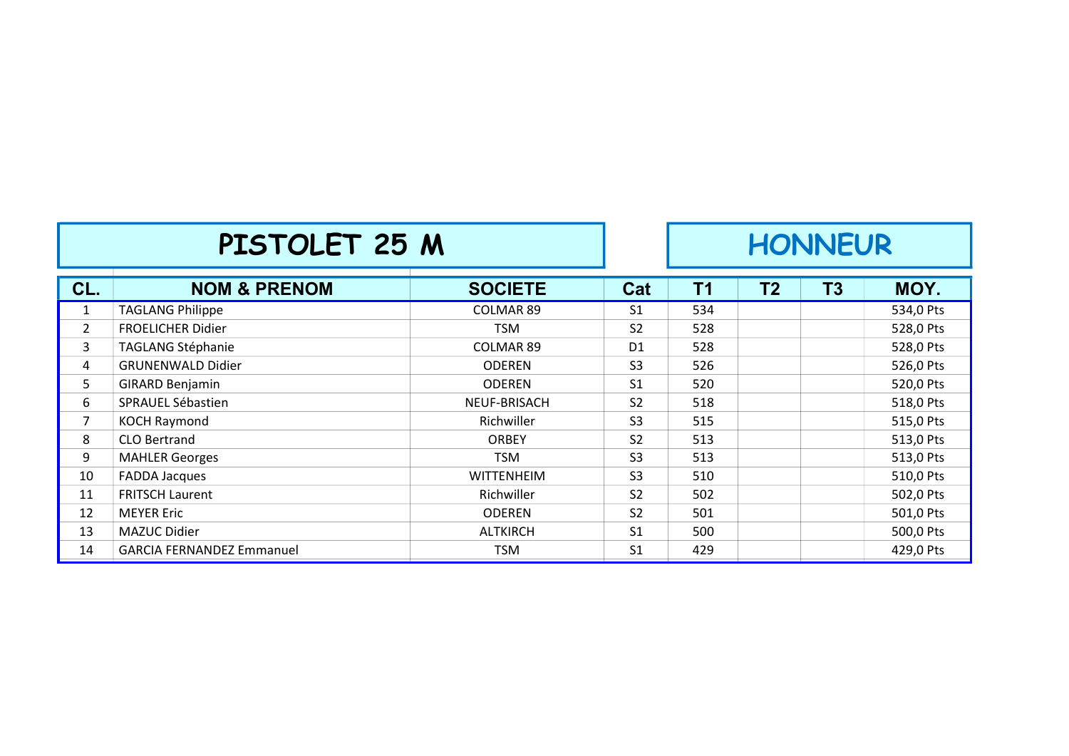# PISTOLET 25 M

# HONNEUR

| CL. | NOM & PRENOM | SOCIETE | Cat | T1 | T2 | T3 | MOY. |
|---|---|---|---|---|---|---|---|
| 1 | TAGLANG Philippe | COLMAR 89 | S1 | 534 | | | 534,0 Pts |
| 2 | FROELICHER Didier | TSM | S2 | 528 | | | 528,0 Pts |
| 3 | TAGLANG Stéphanie | COLMAR 89 | D1 | 528 | | | 528,0 Pts |
| 4 | GRUNENWALD Didier | ODEREN | S3 | 526 | | | 526,0 Pts |
| 5 | GIRARD Benjamin | ODEREN | S1 | 520 | | | 520,0 Pts |
| 6 | SPRAUEL Sébastien | NEUF-BRISACH | S2 | 518 | | | 518,0 Pts |
| 7 | KOCH Raymond | Richwiller | S3 | 515 | | | 515,0 Pts |
| 8 | CLO Bertrand | ORBEY | S2 | 513 | | | 513,0 Pts |
| 9 | MAHLER Georges | TSM | S3 | 513 | | | 513,0 Pts |
| 10 | FADDA Jacques | WITTENHEIM | S3 | 510 | | | 510,0 Pts |
| 11 | FRITSCH Laurent | Richwiller | S2 | 502 | | | 502,0 Pts |
| 12 | MEYER Eric | ODEREN | S2 | 501 | | | 501,0 Pts |
| 13 | MAZUC Didier | ALTKIRCH | S1 | 500 | | | 500,0 Pts |
| 14 | GARCIA FERNANDEZ Emmanuel | TSM | S1 | 429 | | | 429,0 Pts |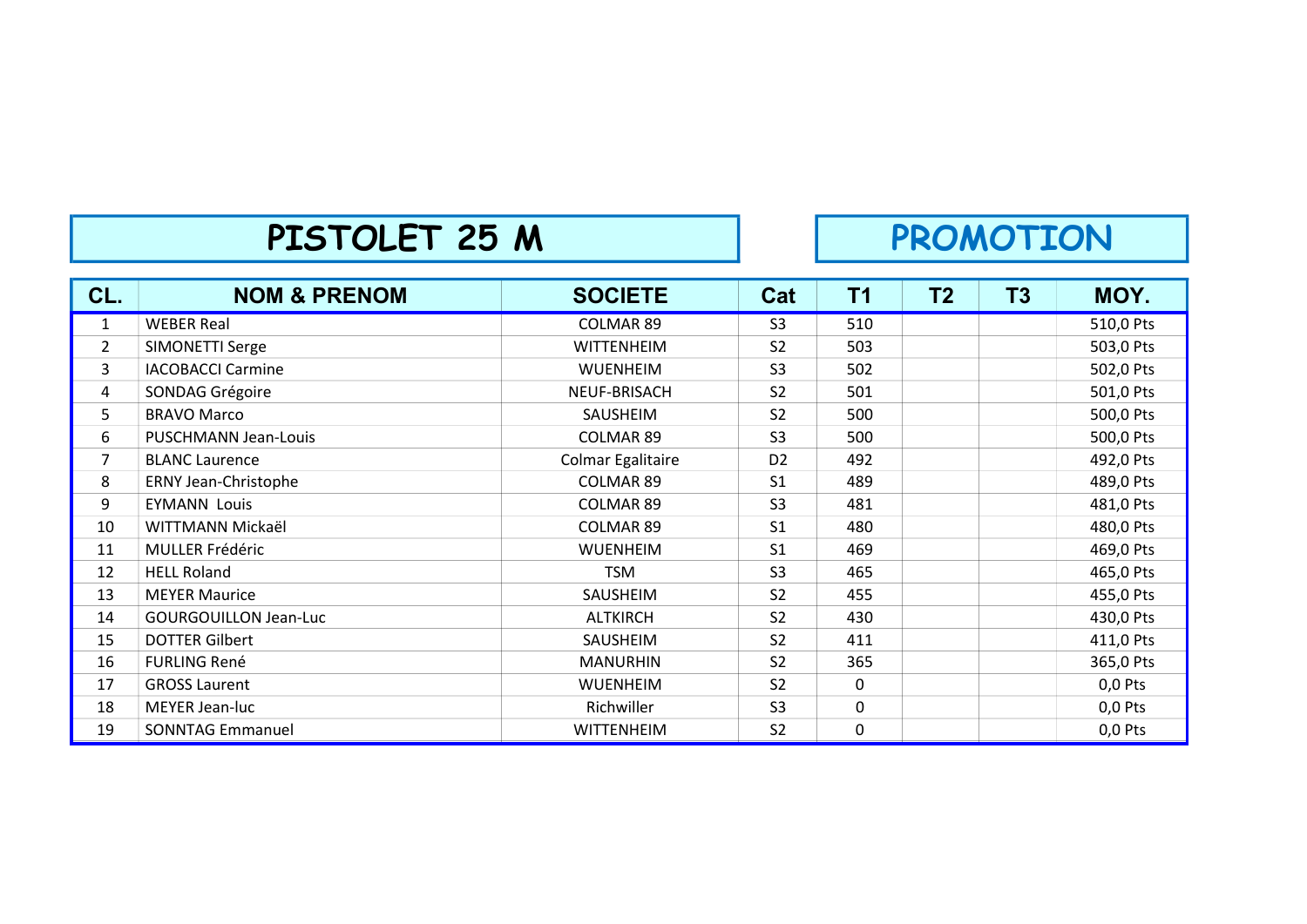# PISTOLET 25 M

## PROMOTION

| CL. | NOM & PRENOM | SOCIETE | Cat | T1 | T2 | T3 | MOY. |
|---|---|---|---|---|---|---|---|
| 1 | WEBER Real | COLMAR 89 | S3 | 510 | | | 510,0 Pts |
| 2 | SIMONETTI Serge | WITTENHEIM | S2 | 503 | | | 503,0 Pts |
| 3 | IACOBACCI Carmine | WUENHEIM | S3 | 502 | | | 502,0 Pts |
| 4 | SONDAG Grégoire | NEUF-BRISACH | S2 | 501 | | | 501,0 Pts |
| 5 | BRAVO Marco | SAUSHEIM | S2 | 500 | | | 500,0 Pts |
| 6 | PUSCHMANN Jean-Louis | COLMAR 89 | S3 | 500 | | | 500,0 Pts |
| 7 | BLANC Laurence | Colmar Egalitaire | D2 | 492 | | | 492,0 Pts |
| 8 | ERNY Jean-Christophe | COLMAR 89 | S1 | 489 | | | 489,0 Pts |
| 9 | EYMANN Louis | COLMAR 89 | S3 | 481 | | | 481,0 Pts |
| 10 | WITTMANN Mickaël | COLMAR 89 | S1 | 480 | | | 480,0 Pts |
| 11 | MULLER Frédéric | WUENHEIM | S1 | 469 | | | 469,0 Pts |
| 12 | HELL Roland | TSM | S3 | 465 | | | 465,0 Pts |
| 13 | MEYER Maurice | SAUSHEIM | S2 | 455 | | | 455,0 Pts |
| 14 | GOURGOUILLON Jean-Luc | ALTKIRCH | S2 | 430 | | | 430,0 Pts |
| 15 | DOTTER Gilbert | SAUSHEIM | S2 | 411 | | | 411,0 Pts |
| 16 | FURLING René | MANURHIN | S2 | 365 | | | 365,0 Pts |
| 17 | GROSS Laurent | WUENHEIM | S2 | 0 | | | 0,0 Pts |
| 18 | MEYER Jean-luc | Richwiller | S3 | 0 | | | 0,0 Pts |
| 19 | SONNTAG Emmanuel | WITTENHEIM | S2 | 0 | | | 0,0 Pts |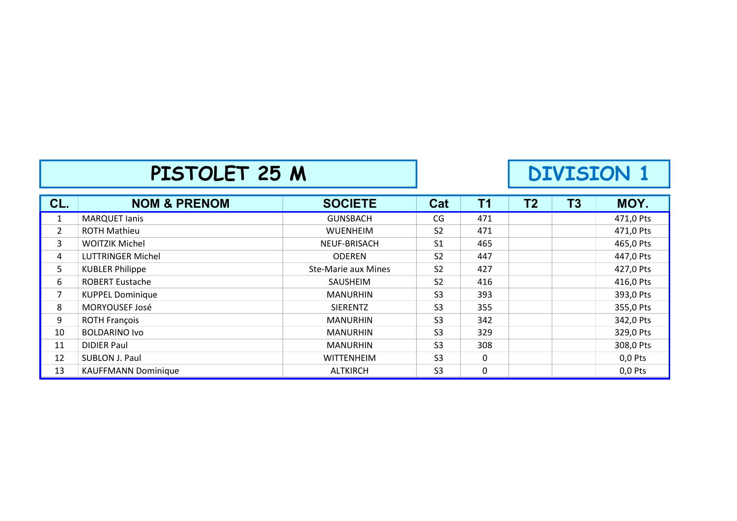# PISTOLET 25 M

## DIVISION 1

| CL. | NOM & PRENOM | SOCIETE | Cat | T1 | T2 | T3 | MOY. |
|---|---|---|---|---|---|---|---|
| 1 | MARQUET Ianis | GUNSBACH | CG | 471 | | | 471,0 Pts |
| 2 | ROTH Mathieu | WUENHEIM | S2 | 471 | | | 471,0 Pts |
| 3 | WOITZIK Michel | NEUF-BRISACH | S1 | 465 | | | 465,0 Pts |
| 4 | LUTTRINGER Michel | ODEREN | S2 | 447 | | | 447,0 Pts |
| 5 | KUBLER Philippe | Ste-Marie aux Mines | S2 | 427 | | | 427,0 Pts |
| 6 | ROBERT Eustache | SAUSHEIM | S2 | 416 | | | 416,0 Pts |
| 7 | KUPPEL Dominique | MANURHIN | S3 | 393 | | | 393,0 Pts |
| 8 | MORYOUSEF José | SIERENTZ | S3 | 355 | | | 355,0 Pts |
| 9 | ROTH François | MANURHIN | S3 | 342 | | | 342,0 Pts |
| 10 | BOLDARINO Ivo | MANURHIN | S3 | 329 | | | 329,0 Pts |
| 11 | DIDIER Paul | MANURHIN | S3 | 308 | | | 308,0 Pts |
| 12 | SUBLON J. Paul | WITTENHEIM | S3 | 0 | | | 0,0 Pts |
| 13 | KAUFFMANN Dominique | ALTKIRCH | S3 | 0 | | | 0,0 Pts |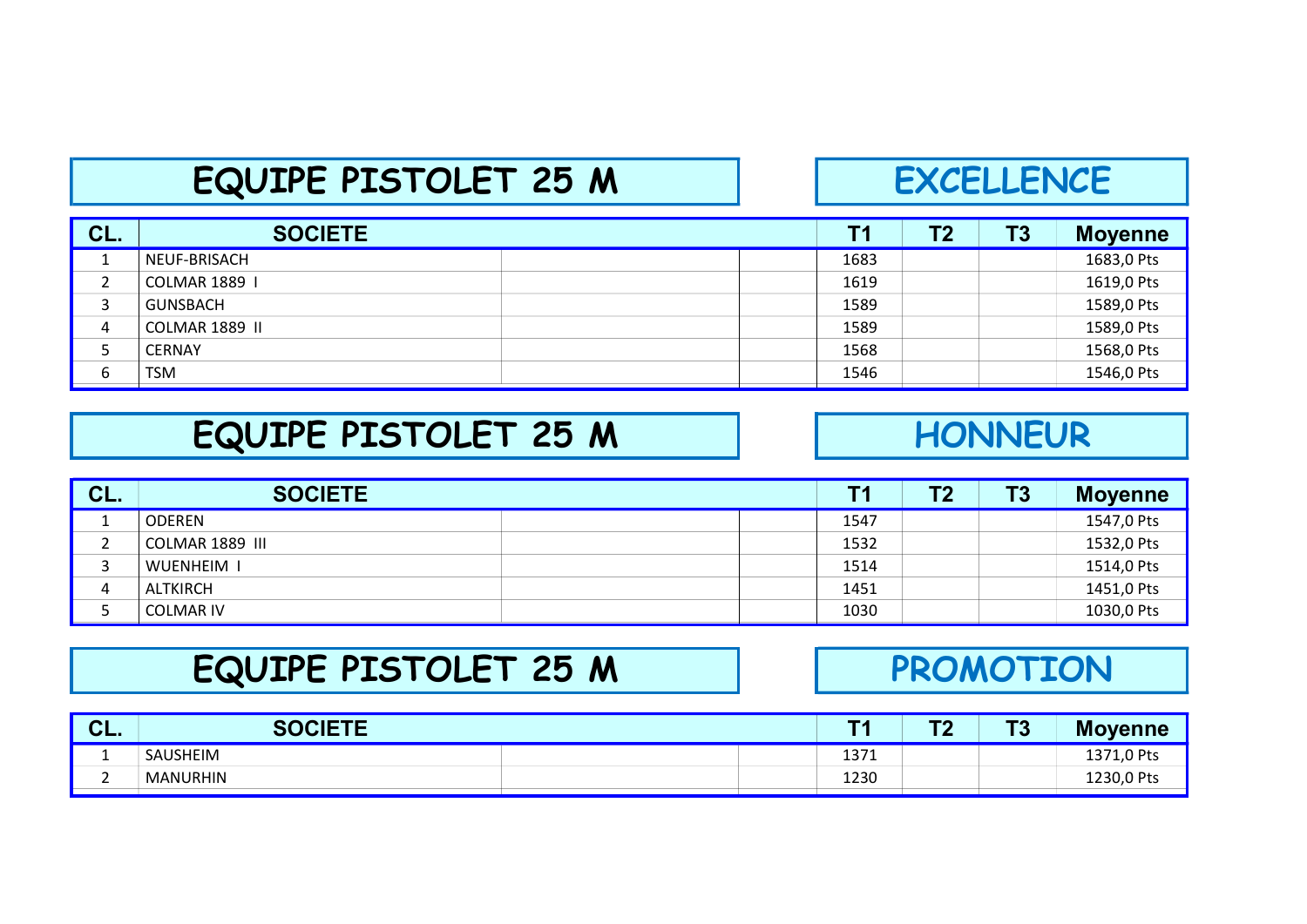## EQUIPE PISTOLET 25 M — EXCELLENCE

| CL. | SOCIETE | T1 | T2 | T3 | Moyenne |
|---|---|---|---|---|---|
| 1 | NEUF-BRISACH | 1683 | | | 1683,0 Pts |
| 2 | COLMAR 1889 I | 1619 | | | 1619,0 Pts |
| 3 | GUNSBACH | 1589 | | | 1589,0 Pts |
| 4 | COLMAR 1889 II | 1589 | | | 1589,0 Pts |
| 5 | CERNAY | 1568 | | | 1568,0 Pts |
| 6 | TSM | 1546 | | | 1546,0 Pts |

## EQUIPE PISTOLET 25 M — HONNEUR

| CL. | SOCIETE | T1 | T2 | T3 | Moyenne |
|---|---|---|---|---|---|
| 1 | ODEREN | 1547 | | | 1547,0 Pts |
| 2 | COLMAR 1889 III | 1532 | | | 1532,0 Pts |
| 3 | WUENHEIM I | 1514 | | | 1514,0 Pts |
| 4 | ALTKIRCH | 1451 | | | 1451,0 Pts |
| 5 | COLMAR IV | 1030 | | | 1030,0 Pts |

## EQUIPE PISTOLET 25 M — PROMOTION

| CL. | SOCIETE | T1 | T2 | T3 | Moyenne |
|---|---|---|---|---|---|
| 1 | SAUSHEIM | 1371 | | | 1371,0 Pts |
| 2 | MANURHIN | 1230 | | | 1230,0 Pts |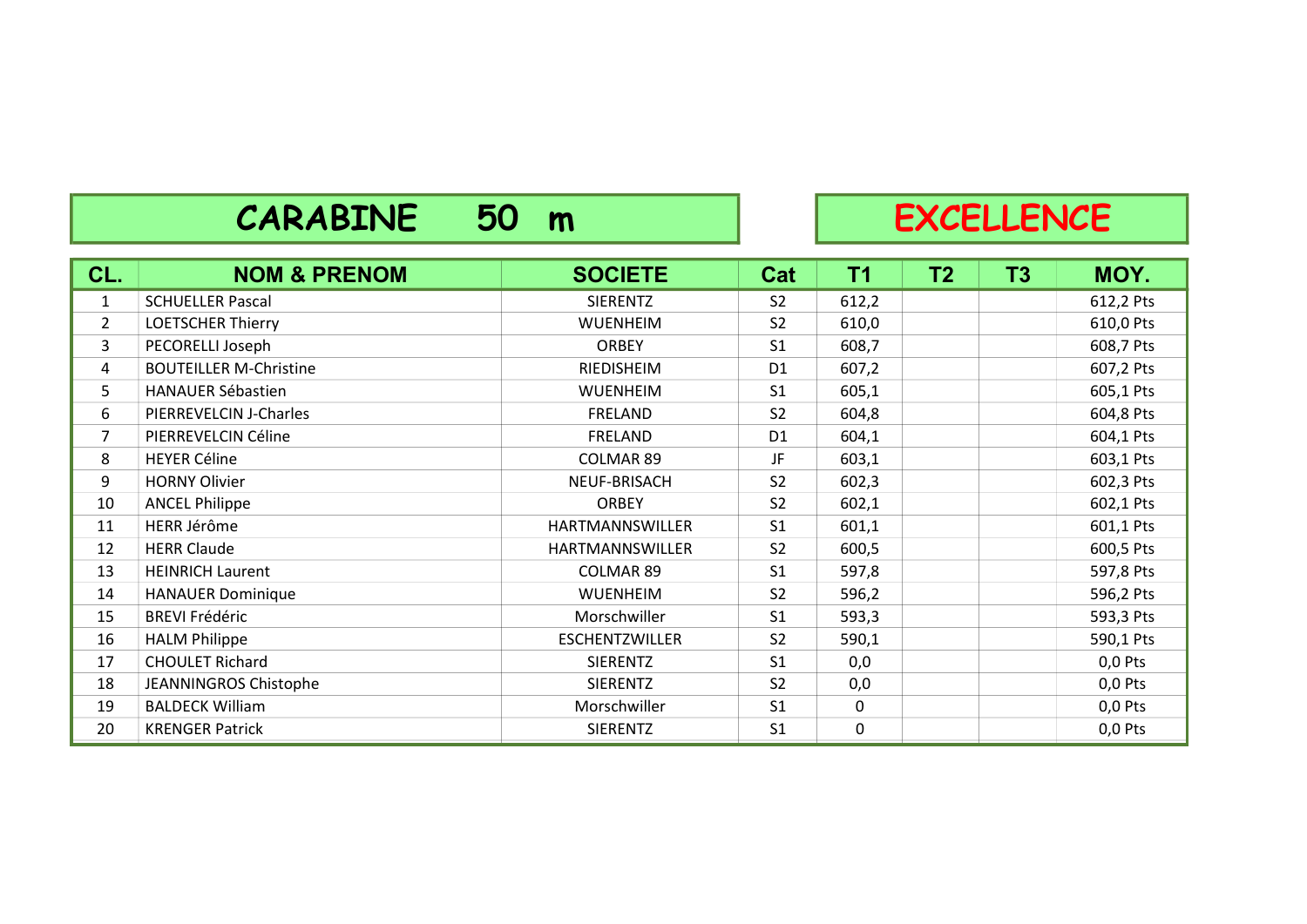# CARABINE 50 m

# EXCELLENCE

| CL. | NOM & PRENOM | SOCIETE | Cat | T1 | T2 | T3 | MOY. |
|---|---|---|---|---|---|---|---|
| 1 | SCHUELLER Pascal | SIERENTZ | S2 | 612,2 | | | 612,2 Pts |
| 2 | LOETSCHER Thierry | WUENHEIM | S2 | 610,0 | | | 610,0 Pts |
| 3 | PECORELLI Joseph | ORBEY | S1 | 608,7 | | | 608,7 Pts |
| 4 | BOUTEILLER M-Christine | RIEDISHEIM | D1 | 607,2 | | | 607,2 Pts |
| 5 | HANAUER Sébastien | WUENHEIM | S1 | 605,1 | | | 605,1 Pts |
| 6 | PIERREVELCIN J-Charles | FRELAND | S2 | 604,8 | | | 604,8 Pts |
| 7 | PIERREVELCIN Céline | FRELAND | D1 | 604,1 | | | 604,1 Pts |
| 8 | HEYER Céline | COLMAR 89 | JF | 603,1 | | | 603,1 Pts |
| 9 | HORNY Olivier | NEUF-BRISACH | S2 | 602,3 | | | 602,3 Pts |
| 10 | ANCEL Philippe | ORBEY | S2 | 602,1 | | | 602,1 Pts |
| 11 | HERR Jérôme | HARTMANNSWILLER | S1 | 601,1 | | | 601,1 Pts |
| 12 | HERR Claude | HARTMANNSWILLER | S2 | 600,5 | | | 600,5 Pts |
| 13 | HEINRICH Laurent | COLMAR 89 | S1 | 597,8 | | | 597,8 Pts |
| 14 | HANAUER Dominique | WUENHEIM | S2 | 596,2 | | | 596,2 Pts |
| 15 | BREVI Frédéric | Morschwiller | S1 | 593,3 | | | 593,3 Pts |
| 16 | HALM Philippe | ESCHENTZWILLER | S2 | 590,1 | | | 590,1 Pts |
| 17 | CHOULET Richard | SIERENTZ | S1 | 0,0 | | | 0,0 Pts |
| 18 | JEANNINGROS Chistophe | SIERENTZ | S2 | 0,0 | | | 0,0 Pts |
| 19 | BALDECK William | Morschwiller | S1 | 0 | | | 0,0 Pts |
| 20 | KRENGER Patrick | SIERENTZ | S1 | 0 | | | 0,0 Pts |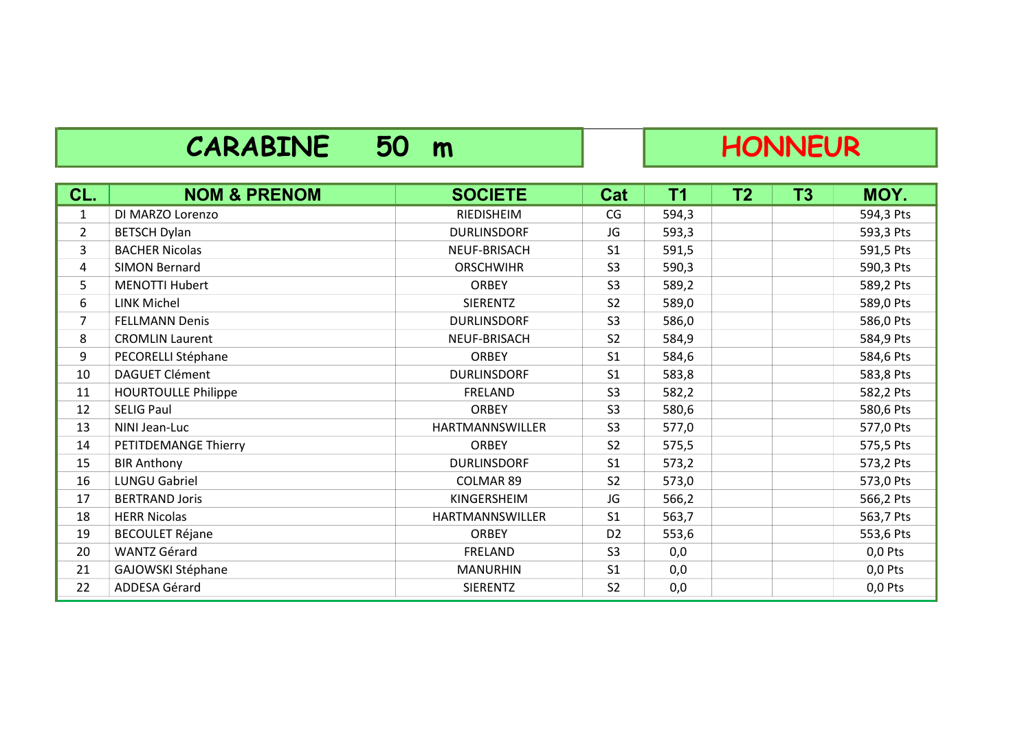# CARABINE 50 m

# HONNEUR

| CL. | NOM & PRENOM | SOCIETE | Cat | T1 | T2 | T3 | MOY. |
|---|---|---|---|---|---|---|---|
| 1 | DI MARZO Lorenzo | RIEDISHEIM | CG | 594,3 | | | 594,3 Pts |
| 2 | BETSCH Dylan | DURLINSDORF | JG | 593,3 | | | 593,3 Pts |
| 3 | BACHER Nicolas | NEUF-BRISACH | S1 | 591,5 | | | 591,5 Pts |
| 4 | SIMON Bernard | ORSCHWIHR | S3 | 590,3 | | | 590,3 Pts |
| 5 | MENOTTI Hubert | ORBEY | S3 | 589,2 | | | 589,2 Pts |
| 6 | LINK Michel | SIERENTZ | S2 | 589,0 | | | 589,0 Pts |
| 7 | FELLMANN Denis | DURLINSDORF | S3 | 586,0 | | | 586,0 Pts |
| 8 | CROMLIN Laurent | NEUF-BRISACH | S2 | 584,9 | | | 584,9 Pts |
| 9 | PECORELLI Stéphane | ORBEY | S1 | 584,6 | | | 584,6 Pts |
| 10 | DAGUET Clément | DURLINSDORF | S1 | 583,8 | | | 583,8 Pts |
| 11 | HOURTOULLE Philippe | FRELAND | S3 | 582,2 | | | 582,2 Pts |
| 12 | SELIG Paul | ORBEY | S3 | 580,6 | | | 580,6 Pts |
| 13 | NINI Jean-Luc | HARTMANNSWILLER | S3 | 577,0 | | | 577,0 Pts |
| 14 | PETITDEMANGE Thierry | ORBEY | S2 | 575,5 | | | 575,5 Pts |
| 15 | BIR Anthony | DURLINSDORF | S1 | 573,2 | | | 573,2 Pts |
| 16 | LUNGU Gabriel | COLMAR 89 | S2 | 573,0 | | | 573,0 Pts |
| 17 | BERTRAND Joris | KINGERSHEIM | JG | 566,2 | | | 566,2 Pts |
| 18 | HERR Nicolas | HARTMANNSWILLER | S1 | 563,7 | | | 563,7 Pts |
| 19 | BECOULET Réjane | ORBEY | D2 | 553,6 | | | 553,6 Pts |
| 20 | WANTZ Gérard | FRELAND | S3 | 0,0 | | | 0,0 Pts |
| 21 | GAJOWSKI Stéphane | MANURHIN | S1 | 0,0 | | | 0,0 Pts |
| 22 | ADDESA Gérard | SIERENTZ | S2 | 0,0 | | | 0,0 Pts |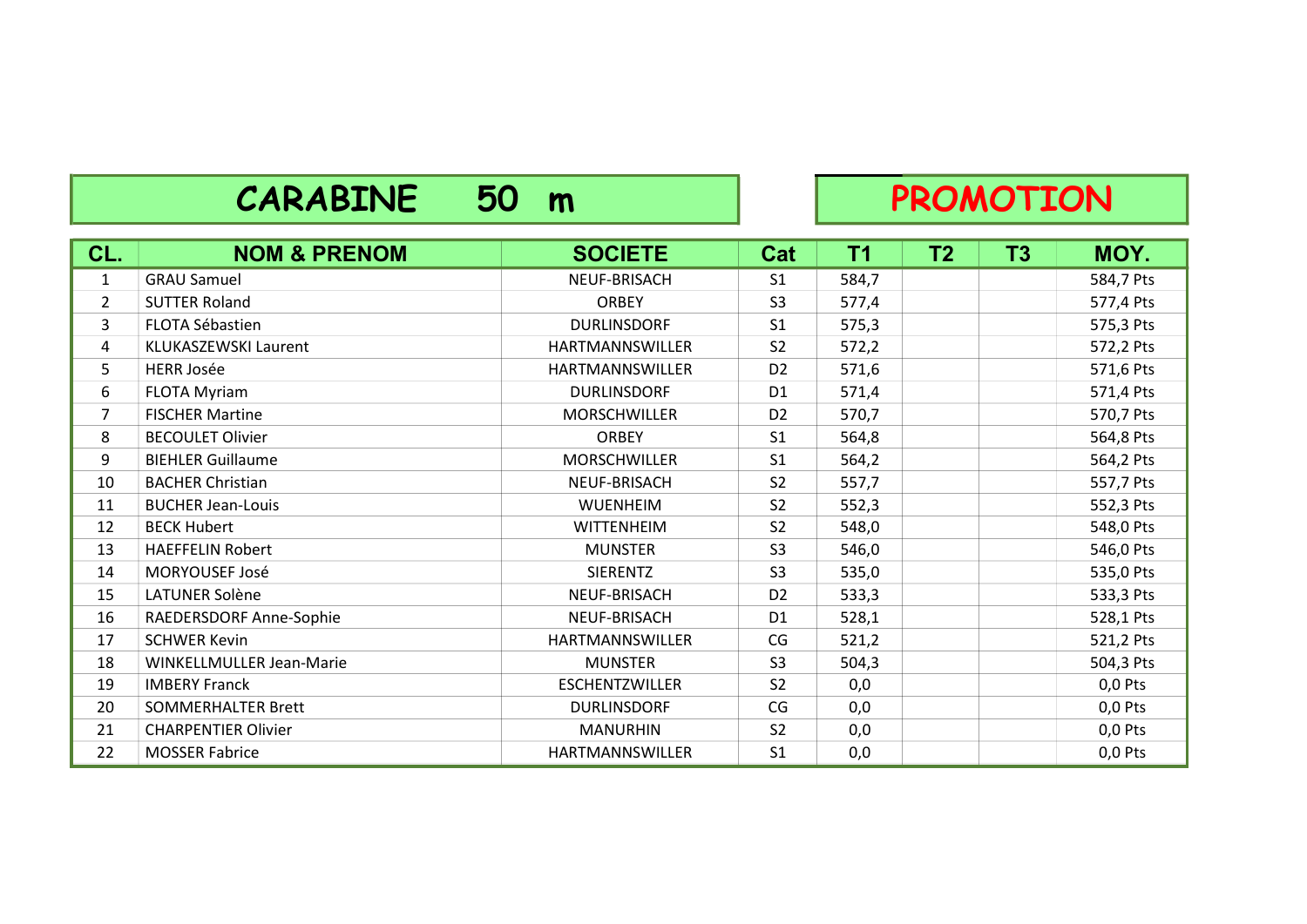# CARABINE 50 m

# PROMOTION

| CL. | NOM & PRENOM | SOCIETE | Cat | T1 | T2 | T3 | MOY. |
|---|---|---|---|---|---|---|---|
| 1 | GRAU Samuel | NEUF-BRISACH | S1 | 584,7 | | | 584,7 Pts |
| 2 | SUTTER Roland | ORBEY | S3 | 577,4 | | | 577,4 Pts |
| 3 | FLOTA Sébastien | DURLINSDORF | S1 | 575,3 | | | 575,3 Pts |
| 4 | KLUKASZEWSKI Laurent | HARTMANNSWILLER | S2 | 572,2 | | | 572,2 Pts |
| 5 | HERR Josée | HARTMANNSWILLER | D2 | 571,6 | | | 571,6 Pts |
| 6 | FLOTA Myriam | DURLINSDORF | D1 | 571,4 | | | 571,4 Pts |
| 7 | FISCHER Martine | MORSCHWILLER | D2 | 570,7 | | | 570,7 Pts |
| 8 | BECOULET Olivier | ORBEY | S1 | 564,8 | | | 564,8 Pts |
| 9 | BIEHLER Guillaume | MORSCHWILLER | S1 | 564,2 | | | 564,2 Pts |
| 10 | BACHER Christian | NEUF-BRISACH | S2 | 557,7 | | | 557,7 Pts |
| 11 | BUCHER Jean-Louis | WUENHEIM | S2 | 552,3 | | | 552,3 Pts |
| 12 | BECK Hubert | WITTENHEIM | S2 | 548,0 | | | 548,0 Pts |
| 13 | HAEFFELIN Robert | MUNSTER | S3 | 546,0 | | | 546,0 Pts |
| 14 | MORYOUSEF José | SIERENTZ | S3 | 535,0 | | | 535,0 Pts |
| 15 | LATUNER Solène | NEUF-BRISACH | D2 | 533,3 | | | 533,3 Pts |
| 16 | RAEDERSDORF Anne-Sophie | NEUF-BRISACH | D1 | 528,1 | | | 528,1 Pts |
| 17 | SCHWER Kevin | HARTMANNSWILLER | CG | 521,2 | | | 521,2 Pts |
| 18 | WINKELLMULLER Jean-Marie | MUNSTER | S3 | 504,3 | | | 504,3 Pts |
| 19 | IMBERY Franck | ESCHENTZWILLER | S2 | 0,0 | | | 0,0 Pts |
| 20 | SOMMERHALTER Brett | DURLINSDORF | CG | 0,0 | | | 0,0 Pts |
| 21 | CHARPENTIER Olivier | MANURHIN | S2 | 0,0 | | | 0,0 Pts |
| 22 | MOSSER Fabrice | HARTMANNSWILLER | S1 | 0,0 | | | 0,0 Pts |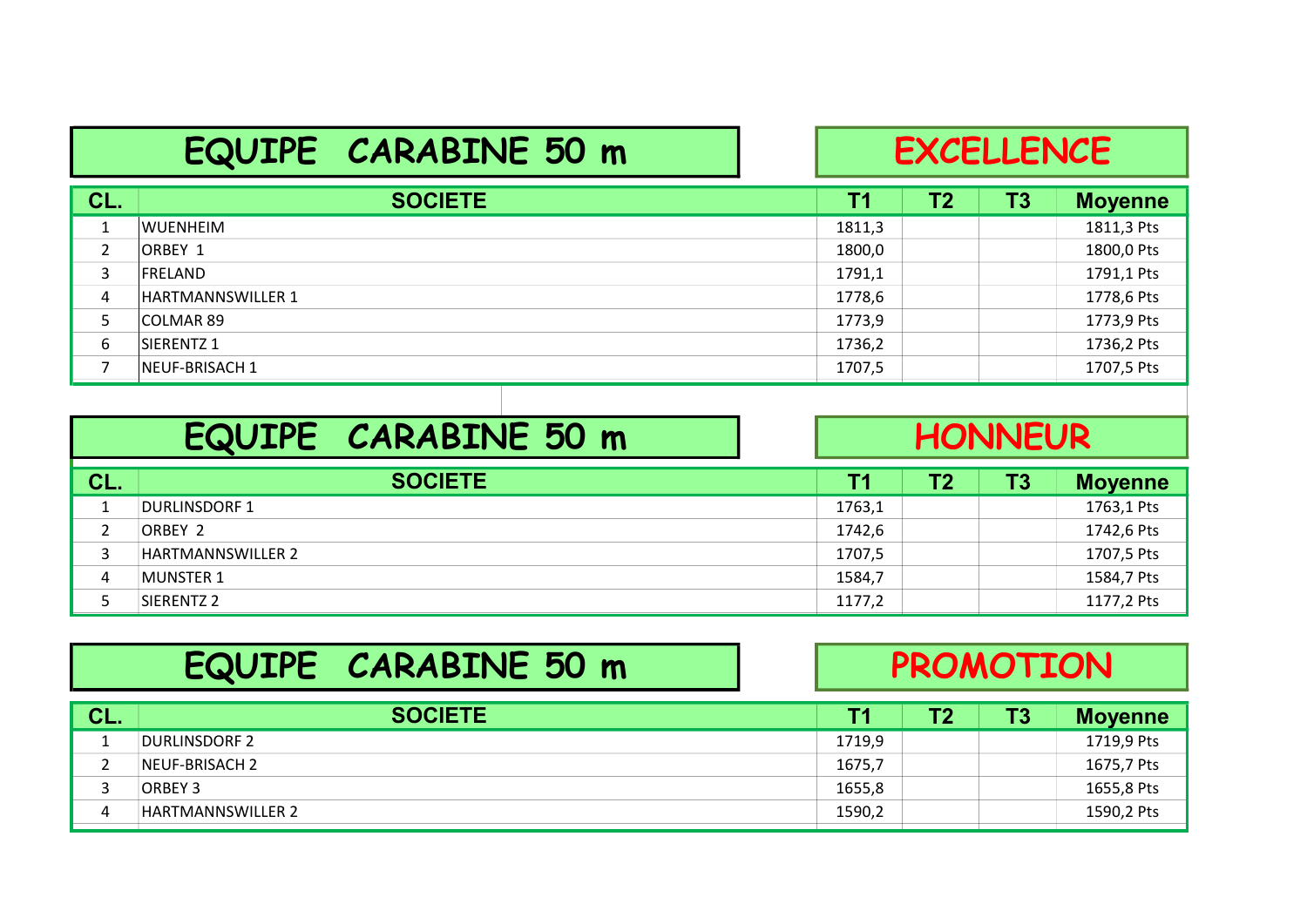## EQUIPE CARABINE 50 m — EXCELLENCE

| CL. | SOCIETE | T1 | T2 | T3 | Moyenne |
|---|---|---|---|---|---|
| 1 | WUENHEIM | 1811,3 | | | 1811,3 Pts |
| 2 | ORBEY 1 | 1800,0 | | | 1800,0 Pts |
| 3 | FRELAND | 1791,1 | | | 1791,1 Pts |
| 4 | HARTMANNSWILLER 1 | 1778,6 | | | 1778,6 Pts |
| 5 | COLMAR 89 | 1773,9 | | | 1773,9 Pts |
| 6 | SIERENTZ 1 | 1736,2 | | | 1736,2 Pts |
| 7 | NEUF-BRISACH 1 | 1707,5 | | | 1707,5 Pts |

## EQUIPE CARABINE 50 m — HONNEUR

| CL. | SOCIETE | T1 | T2 | T3 | Moyenne |
|---|---|---|---|---|---|
| 1 | DURLINSDORF 1 | 1763,1 | | | 1763,1 Pts |
| 2 | ORBEY 2 | 1742,6 | | | 1742,6 Pts |
| 3 | HARTMANNSWILLER 2 | 1707,5 | | | 1707,5 Pts |
| 4 | MUNSTER 1 | 1584,7 | | | 1584,7 Pts |
| 5 | SIERENTZ 2 | 1177,2 | | | 1177,2 Pts |

## EQUIPE CARABINE 50 m — PROMOTION

| CL. | SOCIETE | T1 | T2 | T3 | Moyenne |
|---|---|---|---|---|---|
| 1 | DURLINSDORF 2 | 1719,9 | | | 1719,9 Pts |
| 2 | NEUF-BRISACH 2 | 1675,7 | | | 1675,7 Pts |
| 3 | ORBEY 3 | 1655,8 | | | 1655,8 Pts |
| 4 | HARTMANNSWILLER 2 | 1590,2 | | | 1590,2 Pts |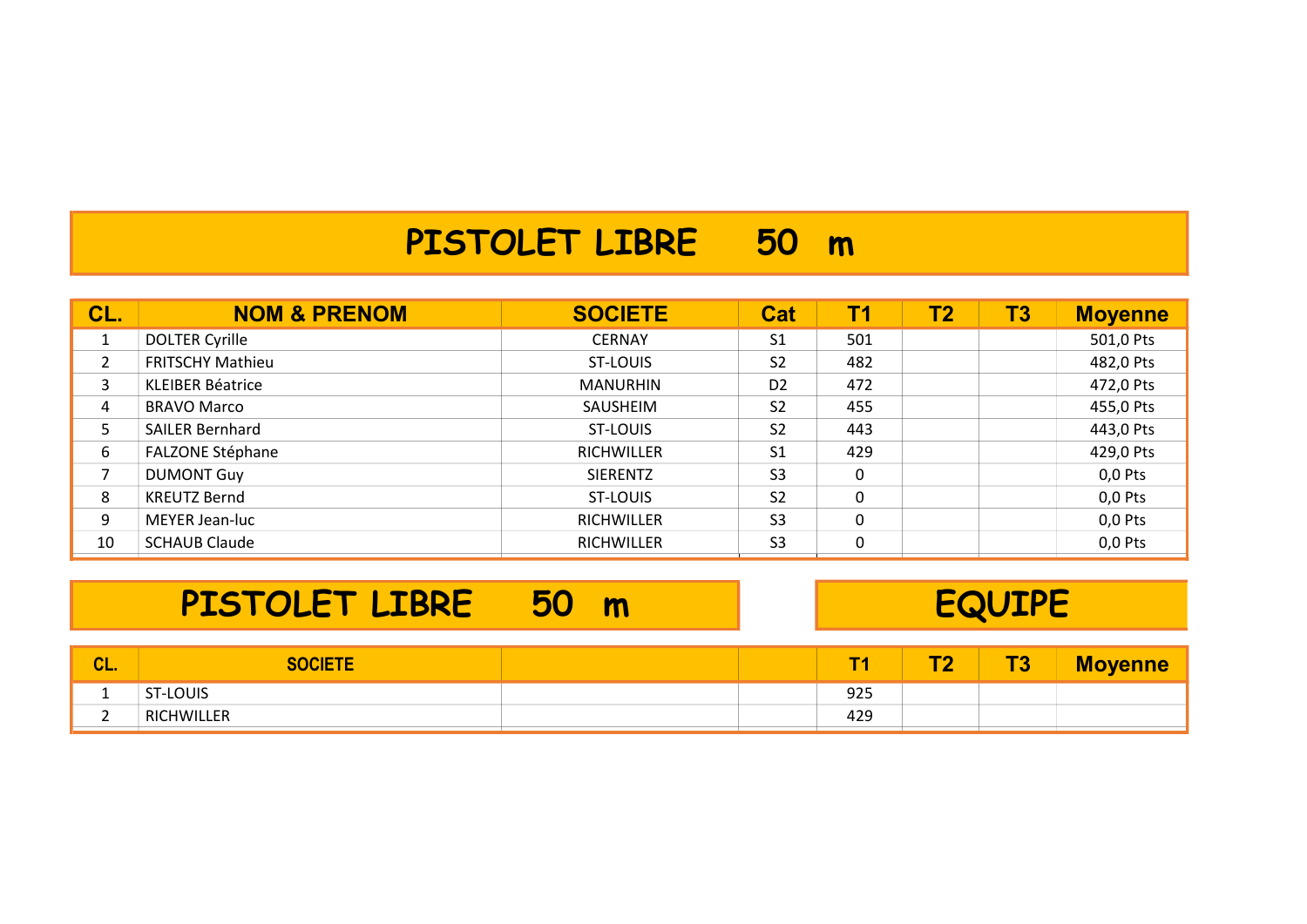# PISTOLET LIBRE 50 m

| CL. | NOM & PRENOM | SOCIETE | Cat | T1 | T2 | T3 | Moyenne |
|---|---|---|---|---|---|---|---|
| 1 | DOLTER Cyrille | CERNAY | S1 | 501 | | | 501,0 Pts |
| 2 | FRITSCHY Mathieu | ST-LOUIS | S2 | 482 | | | 482,0 Pts |
| 3 | KLEIBER Béatrice | MANURHIN | D2 | 472 | | | 472,0 Pts |
| 4 | BRAVO Marco | SAUSHEIM | S2 | 455 | | | 455,0 Pts |
| 5 | SAILER Bernhard | ST-LOUIS | S2 | 443 | | | 443,0 Pts |
| 6 | FALZONE Stéphane | RICHWILLER | S1 | 429 | | | 429,0 Pts |
| 7 | DUMONT Guy | SIERENTZ | S3 | 0 | | | 0,0 Pts |
| 8 | KREUTZ Bernd | ST-LOUIS | S2 | 0 | | | 0,0 Pts |
| 9 | MEYER Jean-luc | RICHWILLER | S3 | 0 | | | 0,0 Pts |
| 10 | SCHAUB Claude | RICHWILLER | S3 | 0 | | | 0,0 Pts |

# PISTOLET LIBRE 50 m — EQUIPE

| CL. | SOCIETE | | | T1 | T2 | T3 | Moyenne |
|---|---|---|---|---|---|---|---|
| 1 | ST-LOUIS | | | 925 | | | |
| 2 | RICHWILLER | | | 429 | | | |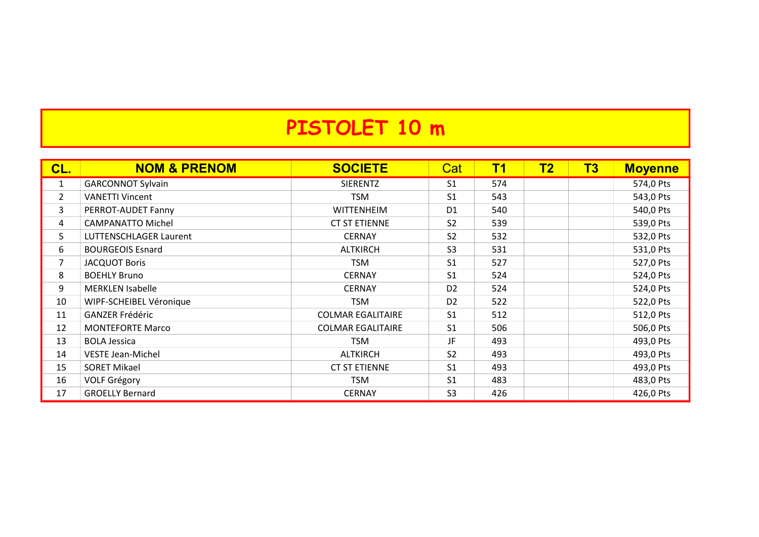# PISTOLET 10 m

| CL. | NOM & PRENOM | SOCIETE | Cat | T1 | T2 | T3 | Moyenne |
|---|---|---|---|---|---|---|---|
| 1 | GARCONNOT Sylvain | SIERENTZ | S1 | 574 | | | 574,0 Pts |
| 2 | VANETTI Vincent | TSM | S1 | 543 | | | 543,0 Pts |
| 3 | PERROT-AUDET Fanny | WITTENHEIM | D1 | 540 | | | 540,0 Pts |
| 4 | CAMPANATTO Michel | CT ST ETIENNE | S2 | 539 | | | 539,0 Pts |
| 5 | LUTTENSCHLAGER Laurent | CERNAY | S2 | 532 | | | 532,0 Pts |
| 6 | BOURGEOIS Esnard | ALTKIRCH | S3 | 531 | | | 531,0 Pts |
| 7 | JACQUOT Boris | TSM | S1 | 527 | | | 527,0 Pts |
| 8 | BOEHLY Bruno | CERNAY | S1 | 524 | | | 524,0 Pts |
| 9 | MERKLEN Isabelle | CERNAY | D2 | 524 | | | 524,0 Pts |
| 10 | WIPF-SCHEIBEL Véronique | TSM | D2 | 522 | | | 522,0 Pts |
| 11 | GANZER Frédéric | COLMAR EGALITAIRE | S1 | 512 | | | 512,0 Pts |
| 12 | MONTEFORTE Marco | COLMAR EGALITAIRE | S1 | 506 | | | 506,0 Pts |
| 13 | BOLA Jessica | TSM | JF | 493 | | | 493,0 Pts |
| 14 | VESTE Jean-Michel | ALTKIRCH | S2 | 493 | | | 493,0 Pts |
| 15 | SORET Mikael | CT ST ETIENNE | S1 | 493 | | | 493,0 Pts |
| 16 | VOLF Grégory | TSM | S1 | 483 | | | 483,0 Pts |
| 17 | GROELLY Bernard | CERNAY | S3 | 426 | | | 426,0 Pts |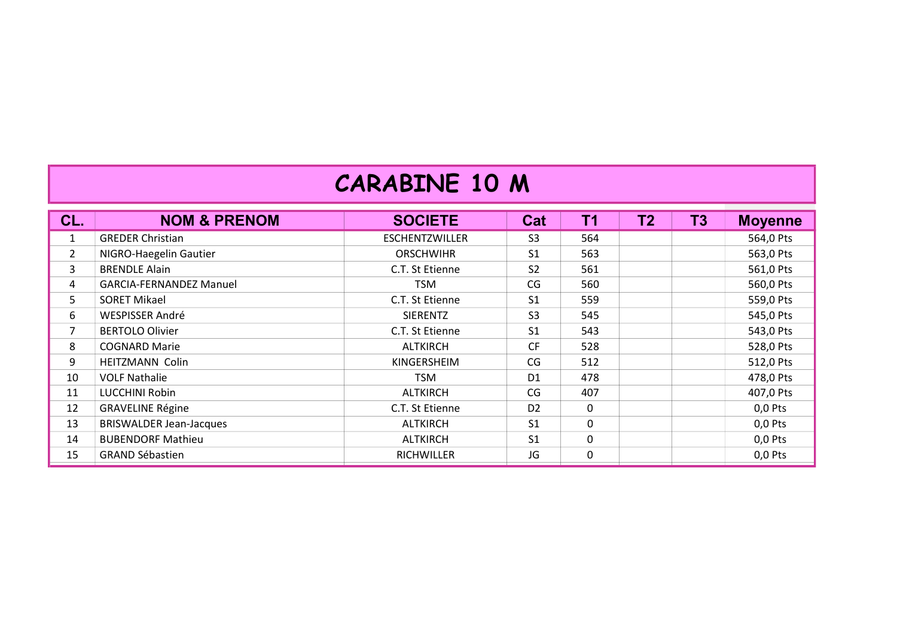# CARABINE 10 M

| CL. | NOM & PRENOM | SOCIETE | Cat | T1 | T2 | T3 | Moyenne |
|---|---|---|---|---|---|---|---|
| 1 | GREDER Christian | ESCHENTZWILLER | S3 | 564 | | | 564,0 Pts |
| 2 | NIGRO-Haegelin Gautier | ORSCHWIHR | S1 | 563 | | | 563,0 Pts |
| 3 | BRENDLE Alain | C.T. St Etienne | S2 | 561 | | | 561,0 Pts |
| 4 | GARCIA-FERNANDEZ Manuel | TSM | CG | 560 | | | 560,0 Pts |
| 5 | SORET Mikael | C.T. St Etienne | S1 | 559 | | | 559,0 Pts |
| 6 | WESPISSER André | SIERENTZ | S3 | 545 | | | 545,0 Pts |
| 7 | BERTOLO Olivier | C.T. St Etienne | S1 | 543 | | | 543,0 Pts |
| 8 | COGNARD Marie | ALTKIRCH | CF | 528 | | | 528,0 Pts |
| 9 | HEITZMANN Colin | KINGERSHEIM | CG | 512 | | | 512,0 Pts |
| 10 | VOLF Nathalie | TSM | D1 | 478 | | | 478,0 Pts |
| 11 | LUCCHINI Robin | ALTKIRCH | CG | 407 | | | 407,0 Pts |
| 12 | GRAVELINE Régine | C.T. St Etienne | D2 | 0 | | | 0,0 Pts |
| 13 | BRISWALDER Jean-Jacques | ALTKIRCH | S1 | 0 | | | 0,0 Pts |
| 14 | BUBENDORF Mathieu | ALTKIRCH | S1 | 0 | | | 0,0 Pts |
| 15 | GRAND Sébastien | RICHWILLER | JG | 0 | | | 0,0 Pts |